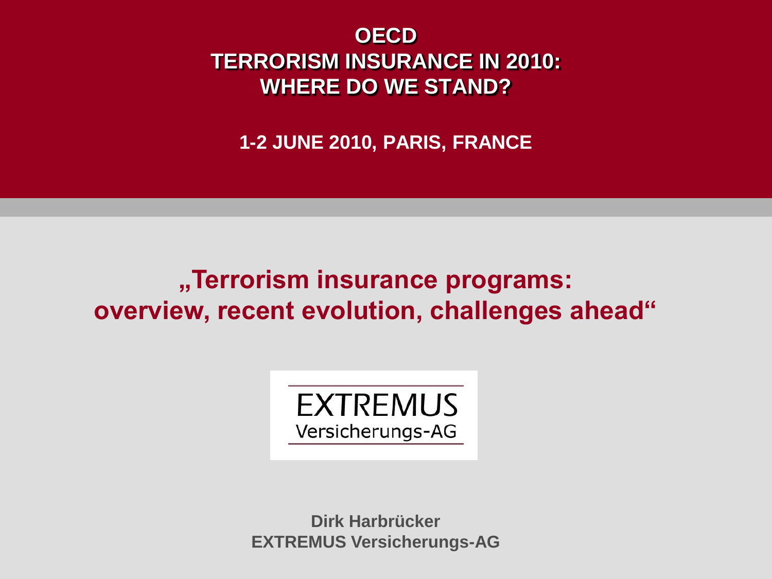# OECD TERRORISM INSURANCE IN 2010: WHERE DO WE STAND?

**1-2 JUNE 2010, PARIS, FRANCE**

## „Terrorism insurance programs: overview, recent evolution, challenges ahead“

EXTREMUS
Versicherungs-AG

**Dirk Harbrücker**
**EXTREMUS Versicherungs-AG**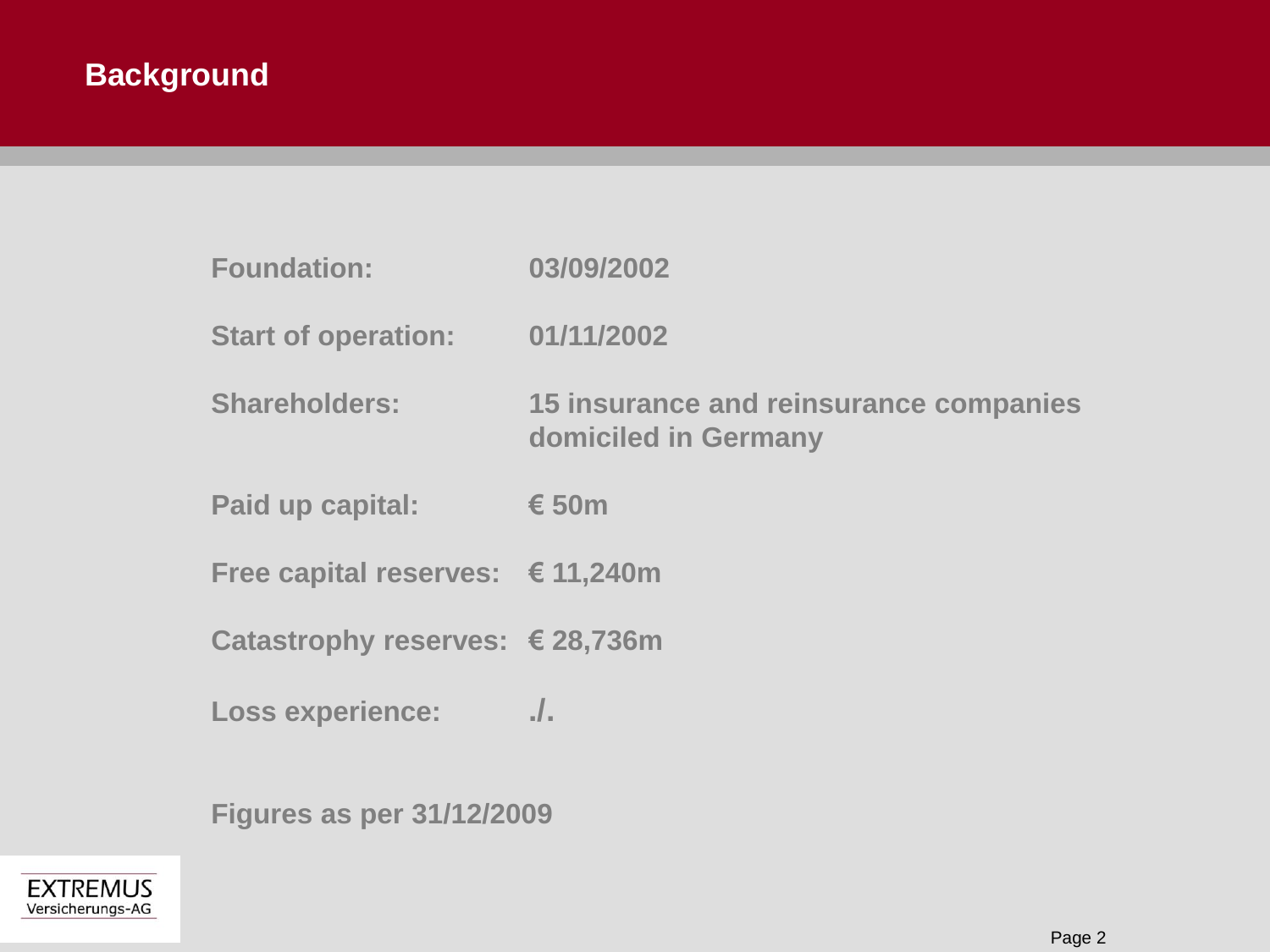# Background

| | |
|---|---|
| **Foundation:** | **03/09/2002** |
| **Start of operation:** | **01/11/2002** |
| **Shareholders:** | **15 insurance and reinsurance companies domiciled in Germany** |
| **Paid up capital:** | **€ 50m** |
| **Free capital reserves:** | **€ 11,240m** |
| **Catastrophy reserves:** | **€ 28,736m** |
| **Loss experience:** | **./.** |

**Figures as per 31/12/2009**

EXTREMUS
Versicherungs-AG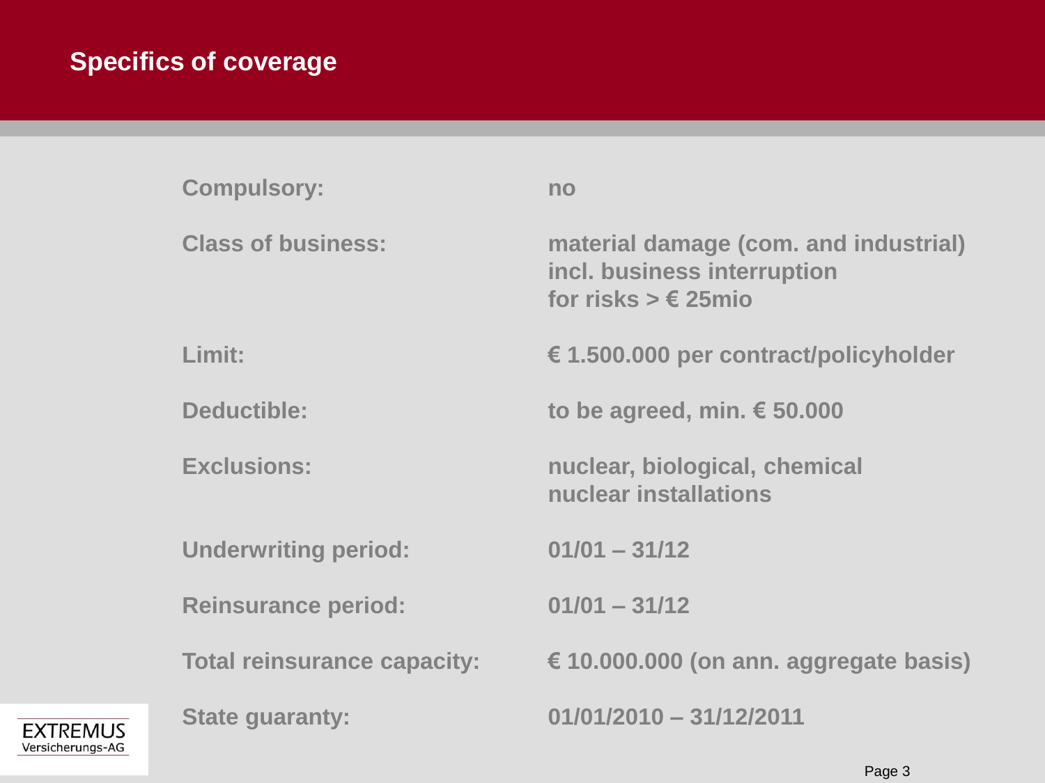# Specifics of coverage

| | |
|---|---|
| **Compulsory:** | **no** |
| **Class of business:** | **material damage (com. and industrial) incl. business interruption for risks > € 25mio** |
| **Limit:** | **€ 1.500.000 per contract/policyholder** |
| **Deductible:** | **to be agreed, min. € 50.000** |
| **Exclusions:** | **nuclear, biological, chemical nuclear installations** |
| **Underwriting period:** | **01/01 – 31/12** |
| **Reinsurance period:** | **01/01 – 31/12** |
| **Total reinsurance capacity:** | **€ 10.000.000 (on ann. aggregate basis)** |
| **State guaranty:** | **01/01/2010 – 31/12/2011** |

EXTREMUS Versicherungs-AG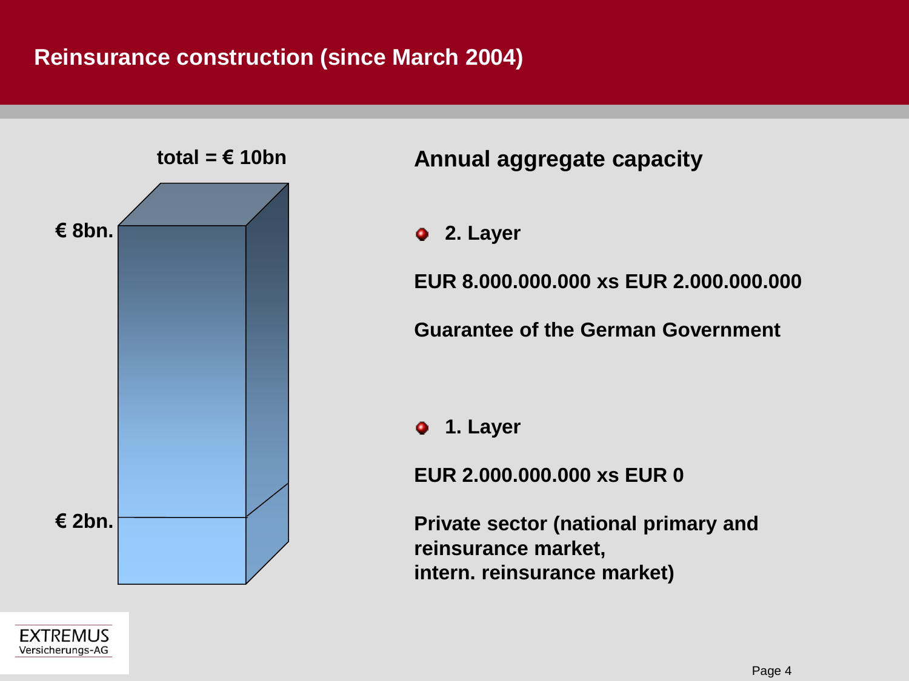# Reinsurance construction (since March 2004)

total = € 10bn

€ 8bn.

€ 2bn.

## Annual aggregate capacity

- **2. Layer**

**EUR 8.000.000.000 xs EUR 2.000.000.000**

**Guarantee of the German Government**

- **1. Layer**

**EUR 2.000.000.000 xs EUR 0**

**Private sector (national primary and reinsurance market, intern. reinsurance market)**

EXTREMUS Versicherungs-AG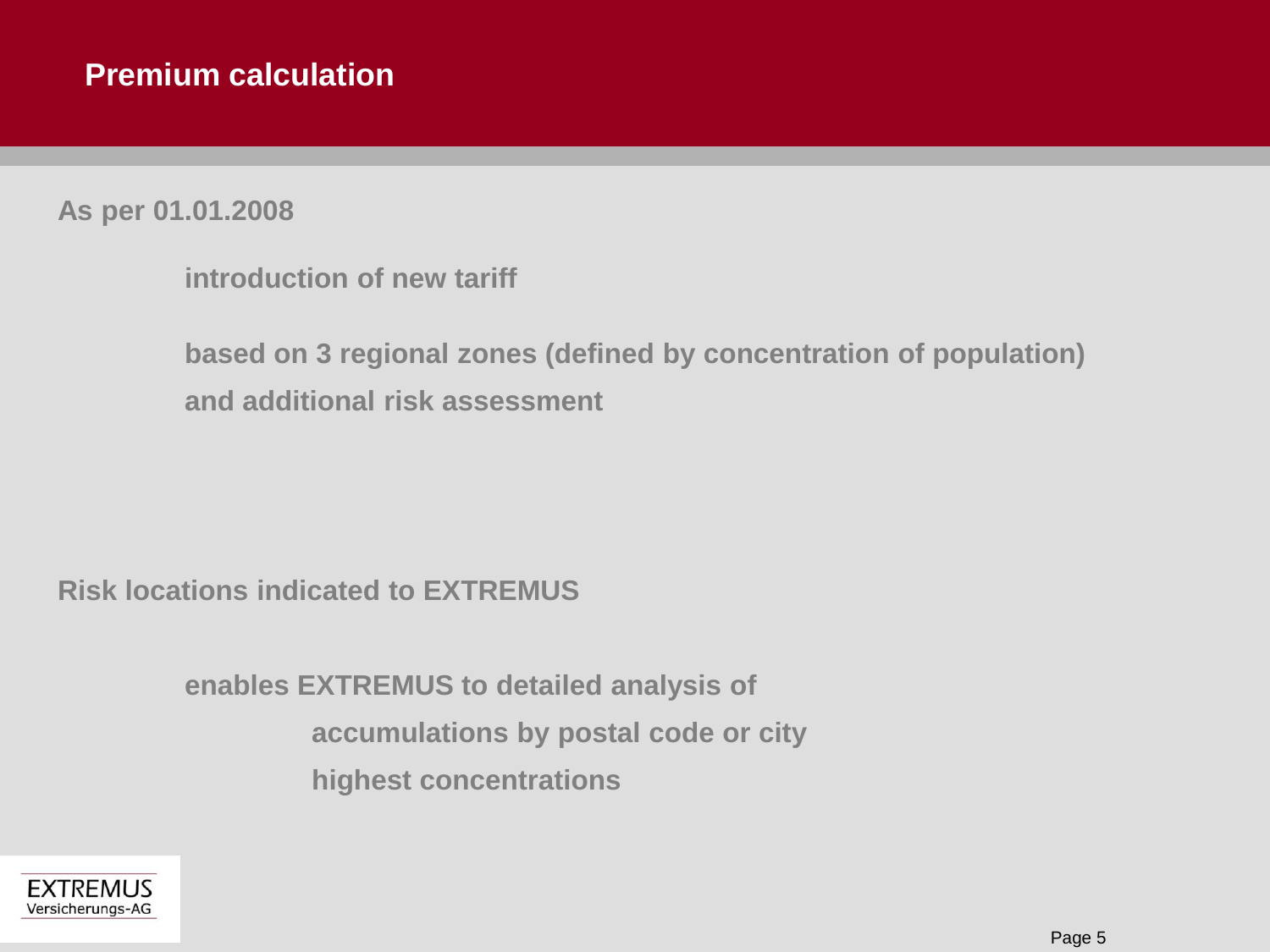# Premium calculation

**As per 01.01.2008**

- **introduction of new tariff**
- **based on 3 regional zones (defined by concentration of population) and additional risk assessment**

**Risk locations indicated to EXTREMUS**

- **enables EXTREMUS to detailed analysis of**
  - **accumulations by postal code or city**
  - **highest concentrations**

EXTREMUS Versicherungs-AG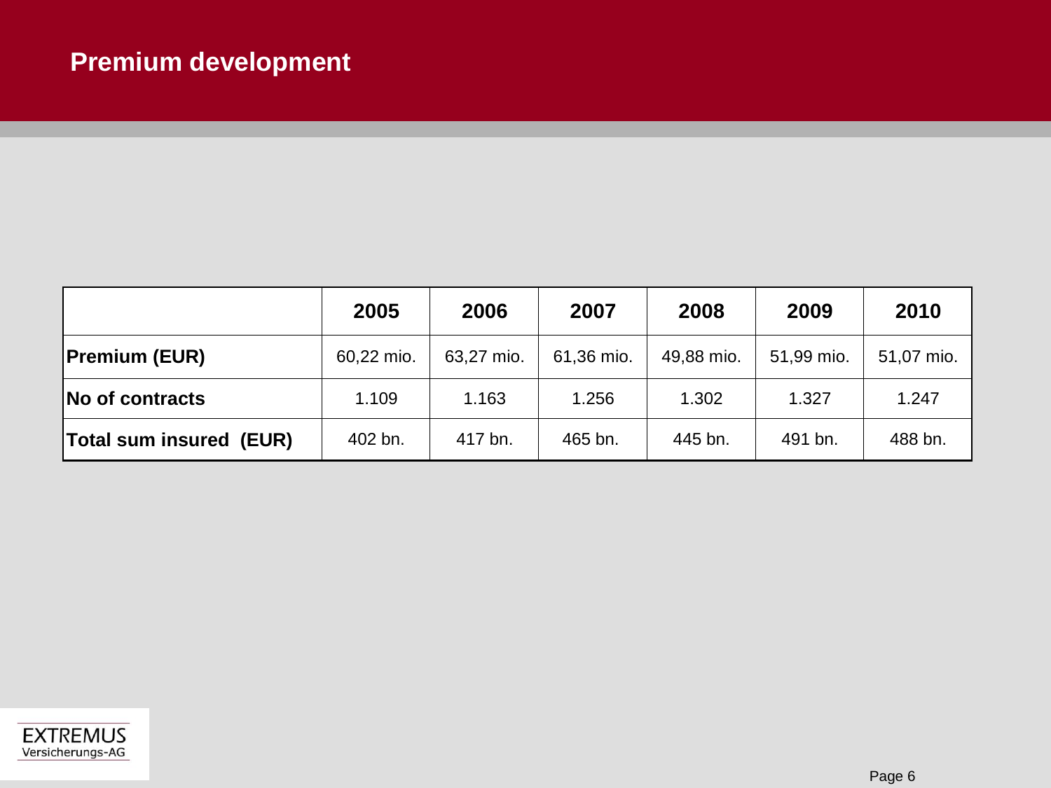# Premium development

| | 2005 | 2006 | 2007 | 2008 | 2009 | 2010 |
|---|---|---|---|---|---|---|
| **Premium (EUR)** | 60,22 mio. | 63,27 mio. | 61,36 mio. | 49,88 mio. | 51,99 mio. | 51,07 mio. |
| **No of contracts** | 1.109 | 1.163 | 1.256 | 1.302 | 1.327 | 1.247 |
| **Total sum insured (EUR)** | 402 bn. | 417 bn. | 465 bn. | 445 bn. | 491 bn. | 488 bn. |

EXTREMUS Versicherungs-AG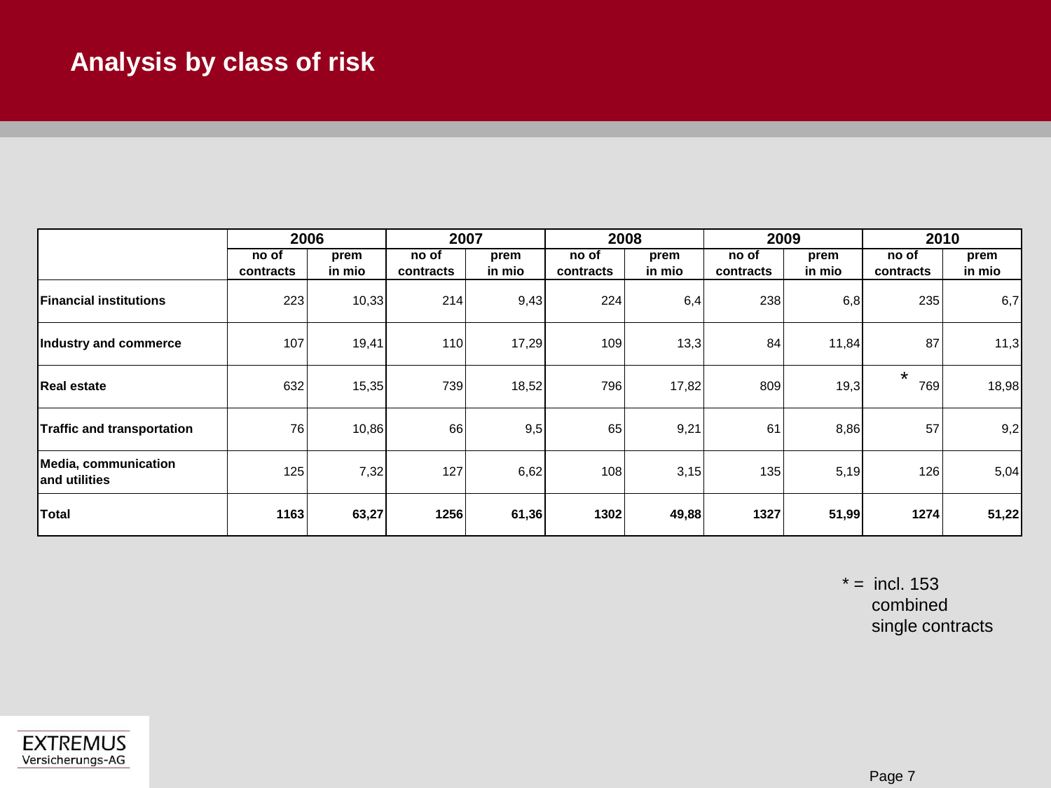# Analysis by class of risk

| | 2006 | | 2007 | | 2008 | | 2009 | | 2010 | |
|---|---|---|---|---|---|---|---|---|---|---|
| | no of contracts | prem in mio | no of contracts | prem in mio | no of contracts | prem in mio | no of contracts | prem in mio | no of contracts | prem in mio |
| **Financial institutions** | 223 | 10,33 | 214 | 9,43 | 224 | 6,4 | 238 | 6,8 | 235 | 6,7 |
| **Industry and commerce** | 107 | 19,41 | 110 | 17,29 | 109 | 13,3 | 84 | 11,84 | 87 | 11,3 |
| **Real estate** | 632 | 15,35 | 739 | 18,52 | 796 | 17,82 | 809 | 19,3 | * 769 | 18,98 |
| **Traffic and transportation** | 76 | 10,86 | 66 | 9,5 | 65 | 9,21 | 61 | 8,86 | 57 | 9,2 |
| **Media, communication and utilities** | 125 | 7,32 | 127 | 6,62 | 108 | 3,15 | 135 | 5,19 | 126 | 5,04 |
| **Total** | **1163** | **63,27** | **1256** | **61,36** | **1302** | **49,88** | **1327** | **51,99** | **1274** | **51,22** |

* = incl. 153 combined single contracts

EXTREMUS Versicherungs-AG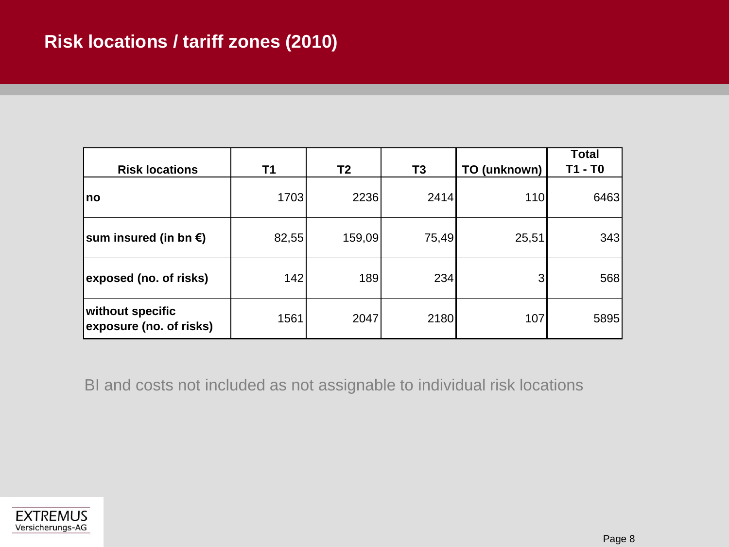# Risk locations / tariff zones (2010)

| Risk locations | T1 | T2 | T3 | TO (unknown) | Total T1 - T0 |
|---|---|---|---|---|---|
| **no** | 1703 | 2236 | 2414 | 110 | 6463 |
| **sum insured (in bn €)** | 82,55 | 159,09 | 75,49 | 25,51 | 343 |
| **exposed (no. of risks)** | 142 | 189 | 234 | 3 | 568 |
| **without specific exposure (no. of risks)** | 1561 | 2047 | 2180 | 107 | 5895 |

BI and costs not included as not assignable to individual risk locations

EXTREMUS Versicherungs-AG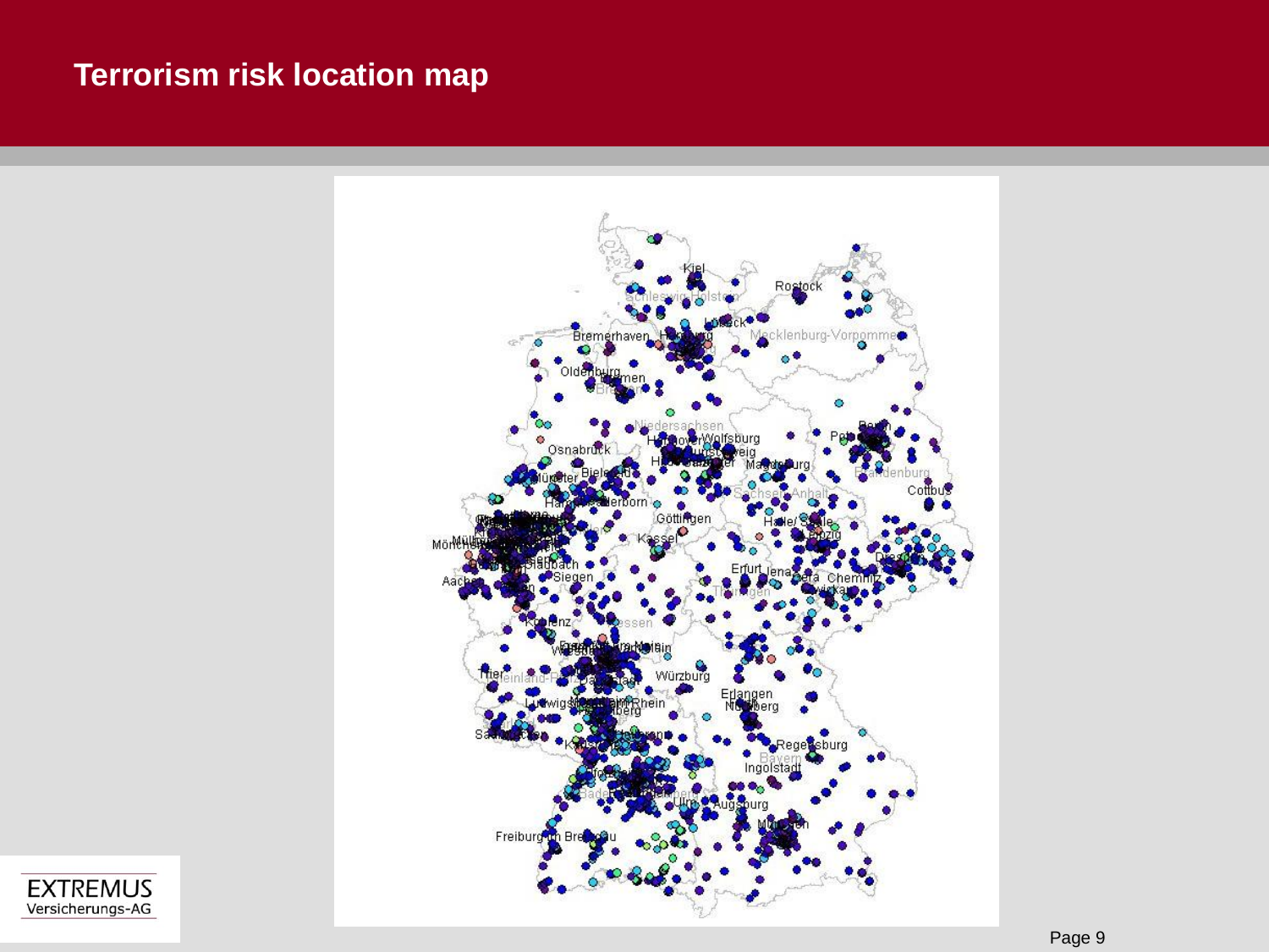# Terrorism risk location map

Kiel
Rostock
Schleswig-Holstein
Lübeck
Bremerhaven
Hamburg
Mecklenburg-Vorpommern
Oldenburg
Bremen
Niedersachsen
Hannover
Wolfsburg
Braunschweig
Potsdam
Berlin
Osnabrück
Hildesheim
Salzgitter
Magdeburg
Brandenburg
Bielefeld
Münster
Sachsen-Anhalt
Cottbus
Hamm
Paderborn
Göttingen
Halle/ Saale
Leipzig
Kassel
Mönchengladbach
Siegen
Erfurt
Jena
Gera
Chemnitz
Dresden
Aachen
Thüringen
Zwickau
Koblenz
Hessen
Frankfurt am Main
Wiesbaden
Würzburg
Trier
Rheinland-Pfalz
Darmstadt
Erlangen
Nürnberg
Ludwigshafen am Rhein
Heidelberg
Saarbrücken
Heilbronn
Regensburg
Karlsruhe
Bayern
Ingolstadt
Baden-Württemberg
Ulm
Augsburg
München
Freiburg im Breisgau

EXTREMUS
Versicherungs-AG